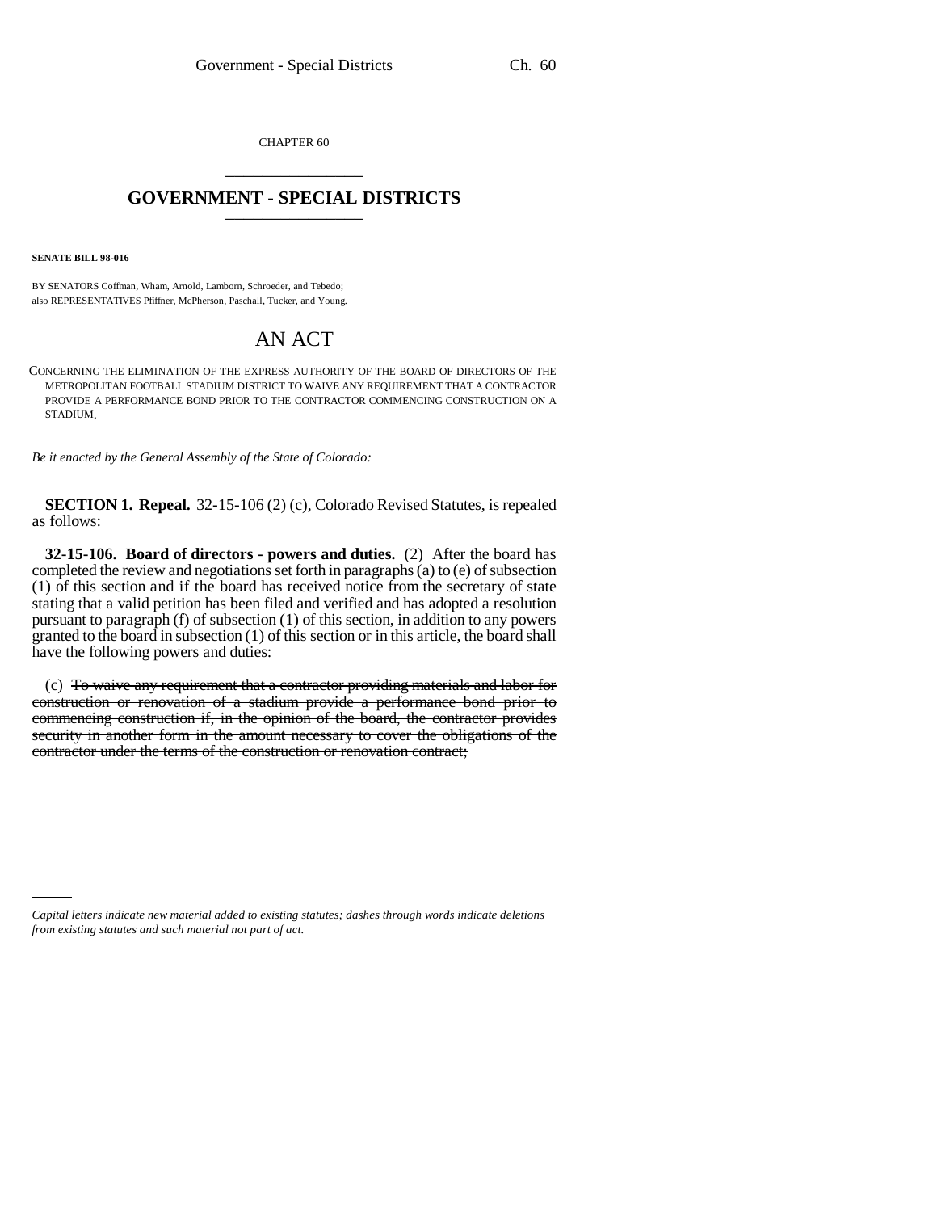CHAPTER 60

# GOVERNMENT - SPECIAL DISTRICTS

**SENATE BILL 98-016**

BY SENATORS Coffman, Wham, Arnold, Lamborn, Schroeder, and Tebedo;
also REPRESENTATIVES Pfiffner, McPherson, Paschall, Tucker, and Young.

## AN ACT

CONCERNING THE ELIMINATION OF THE EXPRESS AUTHORITY OF THE BOARD OF DIRECTORS OF THE METROPOLITAN FOOTBALL STADIUM DISTRICT TO WAIVE ANY REQUIREMENT THAT A CONTRACTOR PROVIDE A PERFORMANCE BOND PRIOR TO THE CONTRACTOR COMMENCING CONSTRUCTION ON A STADIUM.

*Be it enacted by the General Assembly of the State of Colorado:*

**SECTION 1. Repeal.** 32-15-106 (2) (c), Colorado Revised Statutes, is repealed as follows:

**32-15-106. Board of directors - powers and duties.** (2) After the board has completed the review and negotiations set forth in paragraphs (a) to (e) of subsection (1) of this section and if the board has received notice from the secretary of state stating that a valid petition has been filed and verified and has adopted a resolution pursuant to paragraph (f) of subsection (1) of this section, in addition to any powers granted to the board in subsection (1) of this section or in this article, the board shall have the following powers and duties:

(c) ~~To waive any requirement that a contractor providing materials and labor for construction or renovation of a stadium provide a performance bond prior to commencing construction if, in the opinion of the board, the contractor provides security in another form in the amount necessary to cover the obligations of the contractor under the terms of the construction or renovation contract;~~

*Capital letters indicate new material added to existing statutes; dashes through words indicate deletions from existing statutes and such material not part of act.*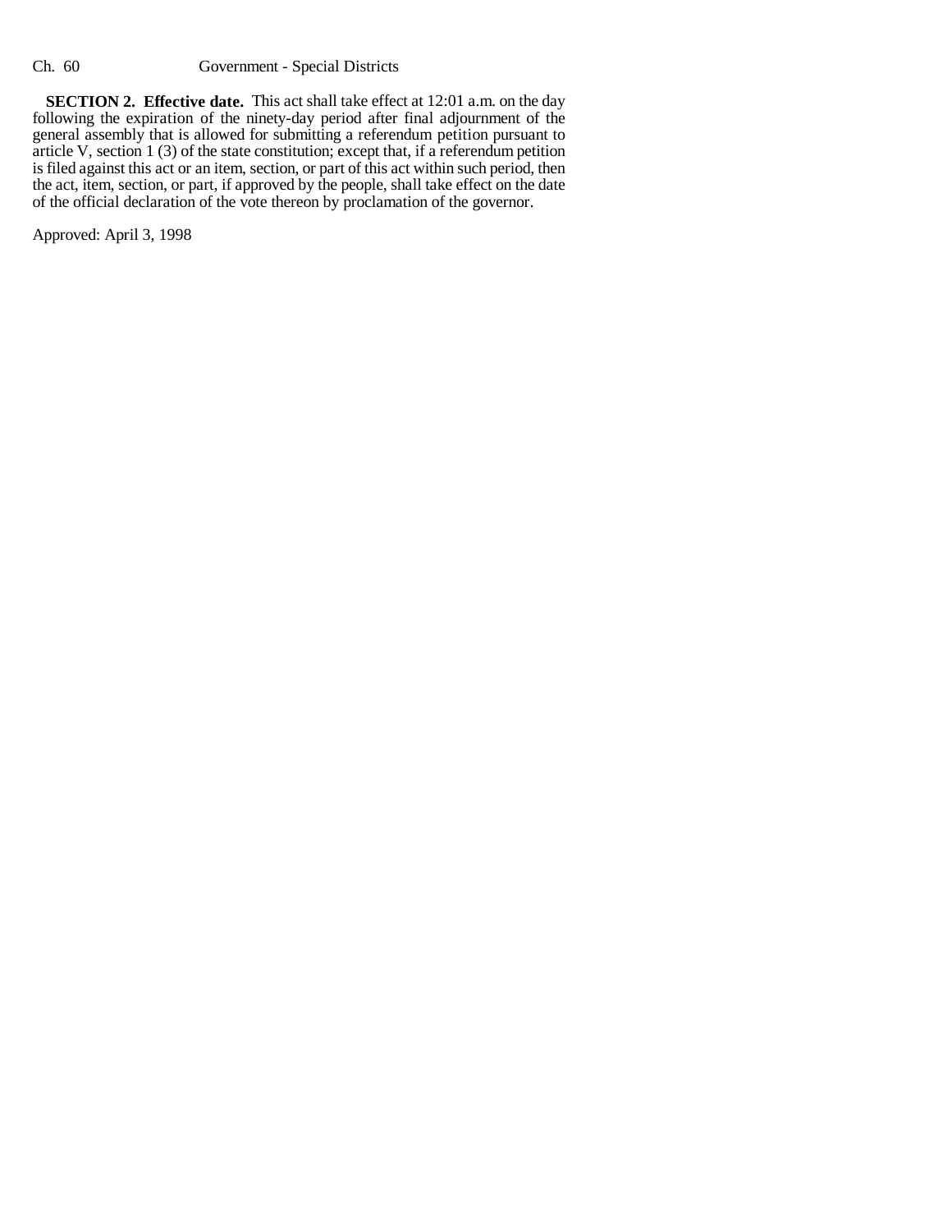**SECTION 2. Effective date.** This act shall take effect at 12:01 a.m. on the day following the expiration of the ninety-day period after final adjournment of the general assembly that is allowed for submitting a referendum petition pursuant to article V, section 1 (3) of the state constitution; except that, if a referendum petition is filed against this act or an item, section, or part of this act within such period, then the act, item, section, or part, if approved by the people, shall take effect on the date of the official declaration of the vote thereon by proclamation of the governor.

Approved: April 3, 1998